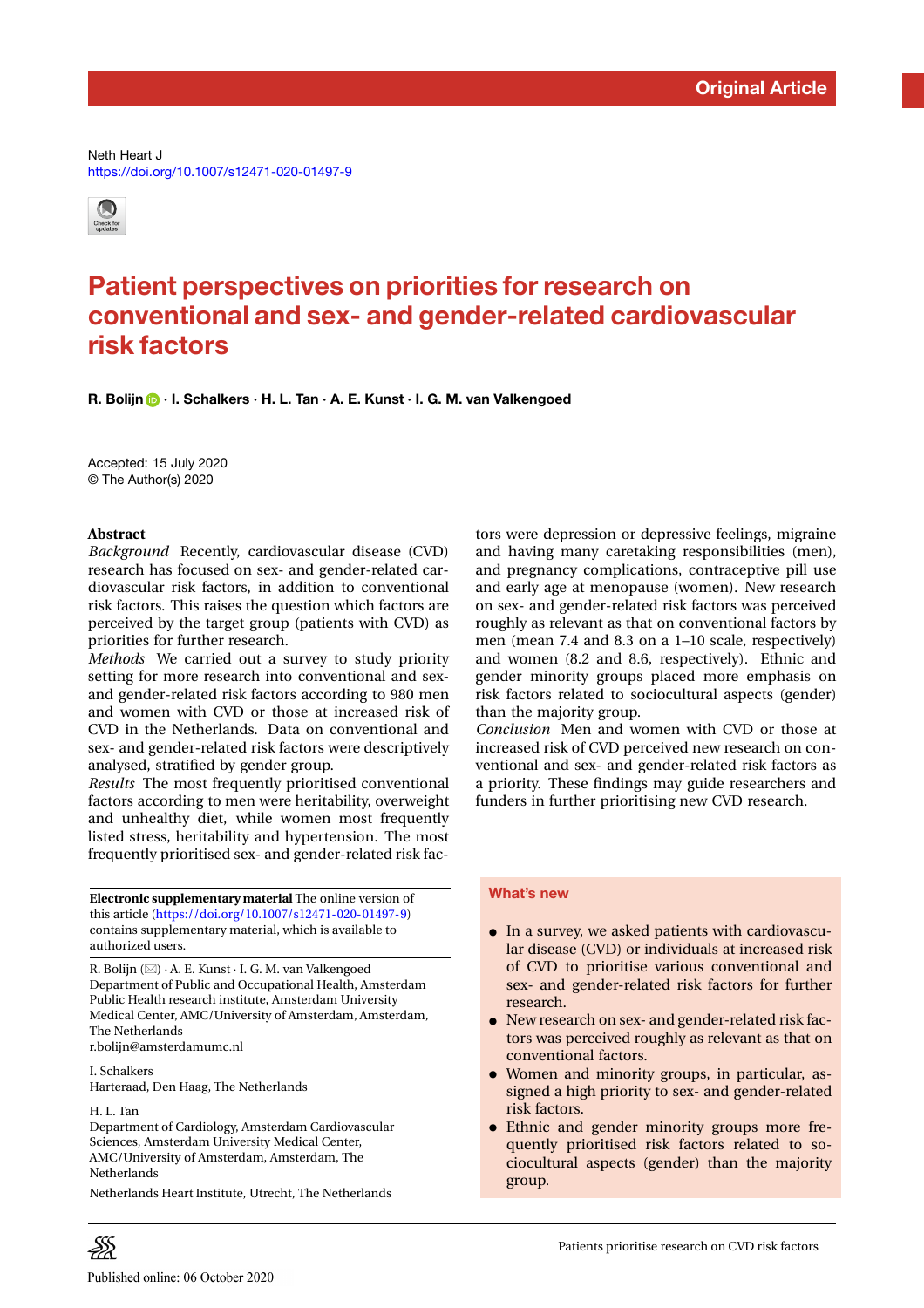Original Article

Neth Heart J
https://doi.org/10.1007/s12471-020-01497-9

# Patient perspectives on priorities for research on conventional and sex- and gender-related cardiovascular risk factors

**R. Bolijn · I. Schalkers · H. L. Tan · A. E. Kunst · I. G. M. van Valkengoed**

Accepted: 15 July 2020
© The Author(s) 2020

## Abstract

*Background* Recently, cardiovascular disease (CVD) research has focused on sex- and gender-related cardiovascular risk factors, in addition to conventional risk factors. This raises the question which factors are perceived by the target group (patients with CVD) as priorities for further research.

*Methods* We carried out a survey to study priority setting for more research into conventional and sex- and gender-related risk factors according to 980 men and women with CVD or those at increased risk of CVD in the Netherlands. Data on conventional and sex- and gender-related risk factors were descriptively analysed, stratified by gender group.

*Results* The most frequently prioritised conventional factors according to men were heritability, overweight and unhealthy diet, while women most frequently listed stress, heritability and hypertension. The most frequently prioritised sex- and gender-related risk factors were depression or depressive feelings, migraine and having many caretaking responsibilities (men), and pregnancy complications, contraceptive pill use and early age at menopause (women). New research on sex- and gender-related risk factors was perceived roughly as relevant as that on conventional factors by men (mean 7.4 and 8.3 on a 1–10 scale, respectively) and women (8.2 and 8.6, respectively). Ethnic and gender minority groups placed more emphasis on risk factors related to sociocultural aspects (gender) than the majority group.

*Conclusion* Men and women with CVD or those at increased risk of CVD perceived new research on conventional and sex- and gender-related risk factors as a priority. These findings may guide researchers and funders in further prioritising new CVD research.

**Electronic supplementary material** The online version of this article (https://doi.org/10.1007/s12471-020-01497-9) contains supplementary material, which is available to authorized users.

R. Bolijn (✉) · A. E. Kunst · I. G. M. van Valkengoed
Department of Public and Occupational Health, Amsterdam Public Health research institute, Amsterdam University Medical Center, AMC/University of Amsterdam, Amsterdam, The Netherlands
r.bolijn@amsterdamumc.nl

I. Schalkers
Harteraad, Den Haag, The Netherlands

H. L. Tan
Department of Cardiology, Amsterdam Cardiovascular Sciences, Amsterdam University Medical Center, AMC/University of Amsterdam, Amsterdam, The Netherlands
Netherlands Heart Institute, Utrecht, The Netherlands

## What's new

- In a survey, we asked patients with cardiovascular disease (CVD) or individuals at increased risk of CVD to prioritise various conventional and sex- and gender-related risk factors for further research.
- New research on sex- and gender-related risk factors was perceived roughly as relevant as that on conventional factors.
- Women and minority groups, in particular, assigned a high priority to sex- and gender-related risk factors.
- Ethnic and gender minority groups more frequently prioritised risk factors related to sociocultural aspects (gender) than the majority group.

Published online: 06 October 2020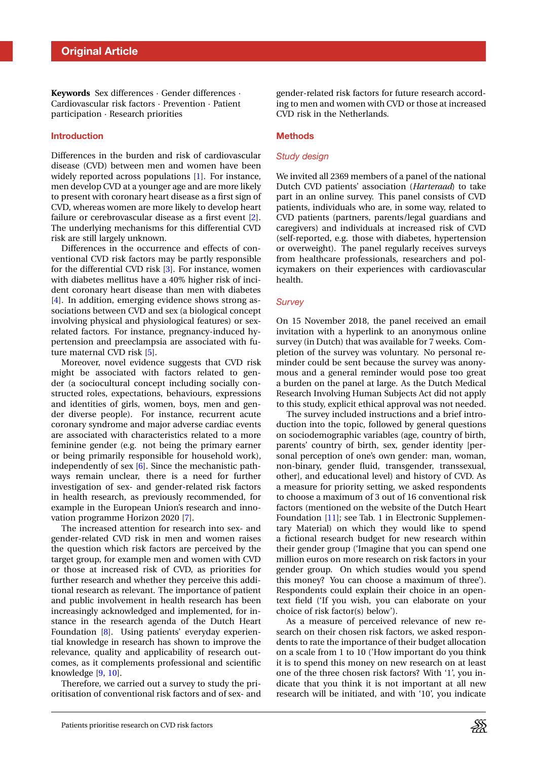**Keywords** Sex differences · Gender differences · Cardiovascular risk factors · Prevention · Patient participation · Research priorities

## Introduction

Differences in the burden and risk of cardiovascular disease (CVD) between men and women have been widely reported across populations [1]. For instance, men develop CVD at a younger age and are more likely to present with coronary heart disease as a first sign of CVD, whereas women are more likely to develop heart failure or cerebrovascular disease as a first event [2]. The underlying mechanisms for this differential CVD risk are still largely unknown.

Differences in the occurrence and effects of conventional CVD risk factors may be partly responsible for the differential CVD risk [3]. For instance, women with diabetes mellitus have a 40% higher risk of incident coronary heart disease than men with diabetes [4]. In addition, emerging evidence shows strong associations between CVD and sex (a biological concept involving physical and physiological features) or sex-related factors. For instance, pregnancy-induced hypertension and preeclampsia are associated with future maternal CVD risk [5].

Moreover, novel evidence suggests that CVD risk might be associated with factors related to gender (a sociocultural concept including socially constructed roles, expectations, behaviours, expressions and identities of girls, women, boys, men and gender diverse people). For instance, recurrent acute coronary syndrome and major adverse cardiac events are associated with characteristics related to a more feminine gender (e.g. not being the primary earner or being primarily responsible for household work), independently of sex [6]. Since the mechanistic pathways remain unclear, there is a need for further investigation of sex- and gender-related risk factors in health research, as previously recommended, for example in the European Union's research and innovation programme Horizon 2020 [7].

The increased attention for research into sex- and gender-related CVD risk in men and women raises the question which risk factors are perceived by the target group, for example men and women with CVD or those at increased risk of CVD, as priorities for further research and whether they perceive this additional research as relevant. The importance of patient and public involvement in health research has been increasingly acknowledged and implemented, for instance in the research agenda of the Dutch Heart Foundation [8]. Using patients' everyday experiential knowledge in research has shown to improve the relevance, quality and applicability of research outcomes, as it complements professional and scientific knowledge [9, 10].

Therefore, we carried out a survey to study the prioritisation of conventional risk factors and of sex- and gender-related risk factors for future research according to men and women with CVD or those at increased CVD risk in the Netherlands.

## Methods

### Study design

We invited all 2369 members of a panel of the national Dutch CVD patients' association (*Harteraad*) to take part in an online survey. This panel consists of CVD patients, individuals who are, in some way, related to CVD patients (partners, parents/legal guardians and caregivers) and individuals at increased risk of CVD (self-reported, e.g. those with diabetes, hypertension or overweight). The panel regularly receives surveys from healthcare professionals, researchers and policymakers on their experiences with cardiovascular health.

### Survey

On 15 November 2018, the panel received an email invitation with a hyperlink to an anonymous online survey (in Dutch) that was available for 7 weeks. Completion of the survey was voluntary. No personal reminder could be sent because the survey was anonymous and a general reminder would pose too great a burden on the panel at large. As the Dutch Medical Research Involving Human Subjects Act did not apply to this study, explicit ethical approval was not needed.

The survey included instructions and a brief introduction into the topic, followed by general questions on sociodemographic variables (age, country of birth, parents' country of birth, sex, gender identity [personal perception of one's own gender: man, woman, non-binary, gender fluid, transgender, transsexual, other], and educational level) and history of CVD. As a measure for priority setting, we asked respondents to choose a maximum of 3 out of 16 conventional risk factors (mentioned on the website of the Dutch Heart Foundation [11]; see Tab. 1 in Electronic Supplementary Material) on which they would like to spend a fictional research budget for new research within their gender group ('Imagine that you can spend one million euros on more research on risk factors in your gender group. On which studies would you spend this money? You can choose a maximum of three'). Respondents could explain their choice in an open-text field ('If you wish, you can elaborate on your choice of risk factor(s) below').

As a measure of perceived relevance of new research on their chosen risk factors, we asked respondents to rate the importance of their budget allocation on a scale from 1 to 10 ('How important do you think it is to spend this money on new research on at least one of the three chosen risk factors? With '1', you indicate that you think it is not important at all new research will be initiated, and with '10', you indicate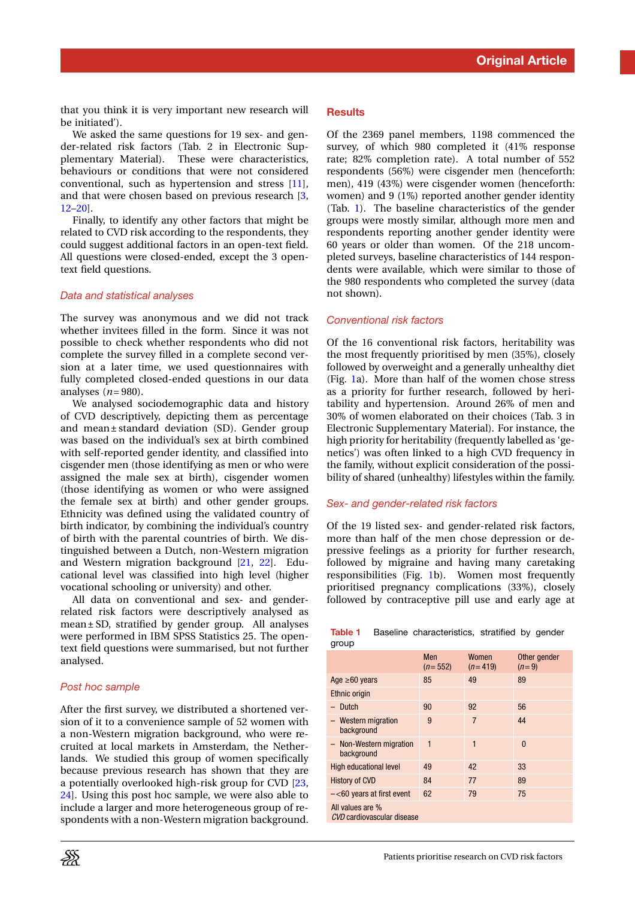that you think it is very important new research will be initiated').

We asked the same questions for 19 sex- and gender-related risk factors (Tab. 2 in Electronic Supplementary Material). These were characteristics, behaviours or conditions that were not considered conventional, such as hypertension and stress [11], and that were chosen based on previous research [3, 12–20].

Finally, to identify any other factors that might be related to CVD risk according to the respondents, they could suggest additional factors in an open-text field. All questions were closed-ended, except the 3 open-text field questions.

### *Data and statistical analyses*

The survey was anonymous and we did not track whether invitees filled in the form. Since it was not possible to check whether respondents who did not complete the survey filled in a complete second version at a later time, we used questionnaires with fully completed closed-ended questions in our data analyses ($n = 980$).

We analysed sociodemographic data and history of CVD descriptively, depicting them as percentage and mean ± standard deviation (SD). Gender group was based on the individual's sex at birth combined with self-reported gender identity, and classified into cisgender men (those identifying as men or who were assigned the male sex at birth), cisgender women (those identifying as women or who were assigned the female sex at birth) and other gender groups. Ethnicity was defined using the validated country of birth indicator, by combining the individual's country of birth with the parental countries of birth. We distinguished between a Dutch, non-Western migration and Western migration background [21, 22]. Educational level was classified into high level (higher vocational schooling or university) and other.

All data on conventional and sex- and gender-related risk factors were descriptively analysed as mean ± SD, stratified by gender group. All analyses were performed in IBM SPSS Statistics 25. The open-text field questions were summarised, but not further analysed.

### *Post hoc sample*

After the first survey, we distributed a shortened version of it to a convenience sample of 52 women with a non-Western migration background, who were recruited at local markets in Amsterdam, the Netherlands. We studied this group of women specifically because previous research has shown that they are a potentially overlooked high-risk group for CVD [23, 24]. Using this post hoc sample, we were also able to include a larger and more heterogeneous group of respondents with a non-Western migration background.

## Results

Of the 2369 panel members, 1198 commenced the survey, of which 980 completed it (41% response rate; 82% completion rate). A total number of 552 respondents (56%) were cisgender men (henceforth: men), 419 (43%) were cisgender women (henceforth: women) and 9 (1%) reported another gender identity (Tab. 1). The baseline characteristics of the gender groups were mostly similar, although more men and respondents reporting another gender identity were 60 years or older than women. Of the 218 uncompleted surveys, baseline characteristics of 144 respondents were available, which were similar to those of the 980 respondents who completed the survey (data not shown).

### *Conventional risk factors*

Of the 16 conventional risk factors, heritability was the most frequently prioritised by men (35%), closely followed by overweight and a generally unhealthy diet (Fig. 1a). More than half of the women chose stress as a priority for further research, followed by heritability and hypertension. Around 26% of men and 30% of women elaborated on their choices (Tab. 3 in Electronic Supplementary Material). For instance, the high priority for heritability (frequently labelled as 'genetics') was often linked to a high CVD frequency in the family, without explicit consideration of the possibility of shared (unhealthy) lifestyles within the family.

### *Sex- and gender-related risk factors*

Of the 19 listed sex- and gender-related risk factors, more than half of the men chose depression or depressive feelings as a priority for further research, followed by migraine and having many caretaking responsibilities (Fig. 1b). Women most frequently prioritised pregnancy complications (33%), closely followed by contraceptive pill use and early age at

**Table 1** Baseline characteristics, stratified by gender group

| | Men ($n = 552$) | Women ($n = 419$) | Other gender ($n = 9$) |
|---|---|---|---|
| Age ≥60 years | 85 | 49 | 89 |
| Ethnic origin | | | |
| – Dutch | 90 | 92 | 56 |
| – Western migration background | 9 | 7 | 44 |
| – Non-Western migration background | 1 | 1 | 0 |
| High educational level | 49 | 42 | 33 |
| History of CVD | 84 | 77 | 89 |
| – <60 years at first event | 62 | 79 | 75 |

All values are %
*CVD* cardiovascular disease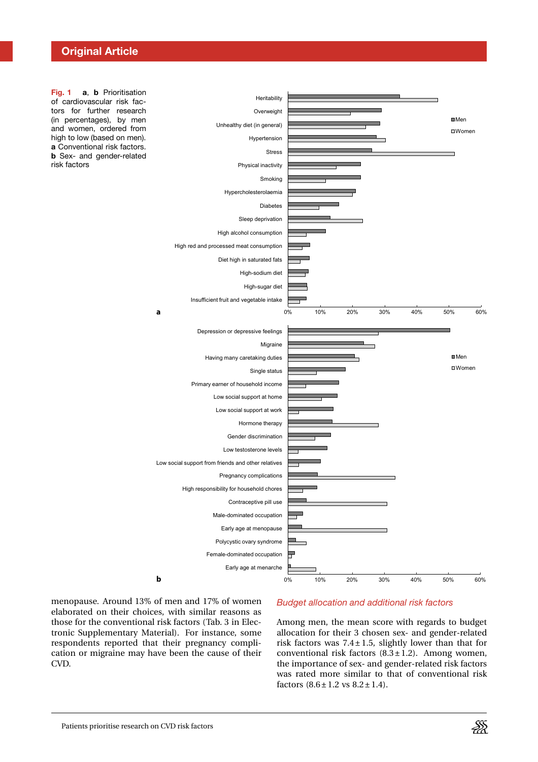Fig. 1 **a**, **b** Prioritisation of cardiovascular risk factors for further research (in percentages), by men and women, ordered from high to low (based on men). **a** Conventional risk factors. **b** Sex- and gender-related risk factors

menopause. Around 13% of men and 17% of women elaborated on their choices, with similar reasons as those for the conventional risk factors (Tab. 3 in Electronic Supplementary Material). For instance, some respondents reported that their pregnancy complication or migraine may have been the cause of their CVD.

### *Budget allocation and additional risk factors*

Among men, the mean score with regards to budget allocation for their 3 chosen sex- and gender-related risk factors was 7.4 ± 1.5, slightly lower than that for conventional risk factors (8.3 ± 1.2). Among women, the importance of sex- and gender-related risk factors was rated more similar to that of conventional risk factors (8.6 ± 1.2 vs 8.2 ± 1.4).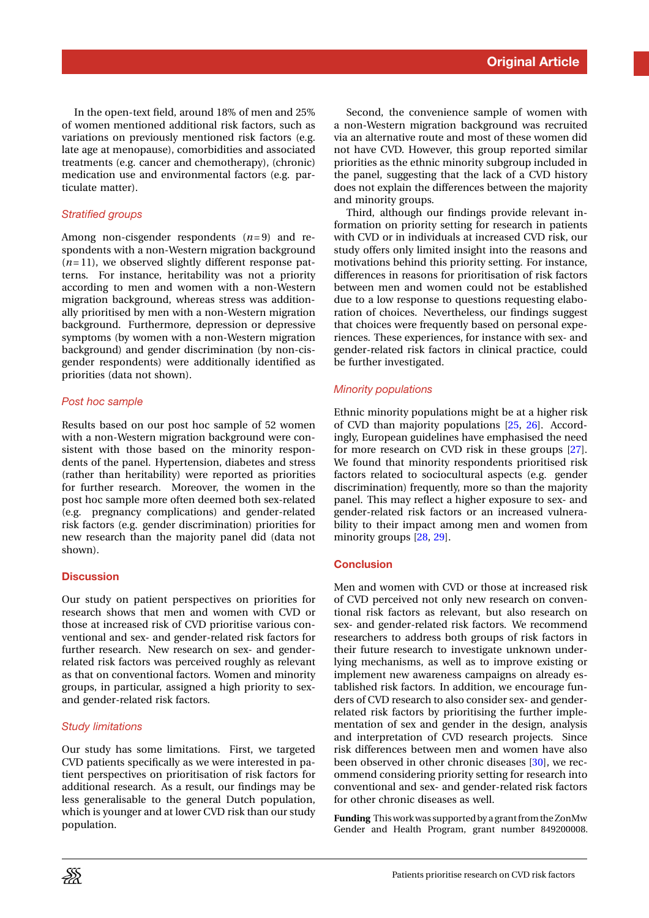In the open-text field, around 18% of men and 25% of women mentioned additional risk factors, such as variations on previously mentioned risk factors (e.g. late age at menopause), comorbidities and associated treatments (e.g. cancer and chemotherapy), (chronic) medication use and environmental factors (e.g. particulate matter).

### *Stratified groups*

Among non-cisgender respondents ($n=9$) and respondents with a non-Western migration background ($n=11$), we observed slightly different response patterns. For instance, heritability was not a priority according to men and women with a non-Western migration background, whereas stress was additionally prioritised by men with a non-Western migration background. Furthermore, depression or depressive symptoms (by women with a non-Western migration background) and gender discrimination (by non-cisgender respondents) were additionally identified as priorities (data not shown).

### *Post hoc sample*

Results based on our post hoc sample of 52 women with a non-Western migration background were consistent with those based on the minority respondents of the panel. Hypertension, diabetes and stress (rather than heritability) were reported as priorities for further research. Moreover, the women in the post hoc sample more often deemed both sex-related (e.g. pregnancy complications) and gender-related risk factors (e.g. gender discrimination) priorities for new research than the majority panel did (data not shown).

## Discussion

Our study on patient perspectives on priorities for research shows that men and women with CVD or those at increased risk of CVD prioritise various conventional and sex- and gender-related risk factors for further research. New research on sex- and gender-related risk factors was perceived roughly as relevant as that on conventional factors. Women and minority groups, in particular, assigned a high priority to sex- and gender-related risk factors.

### *Study limitations*

Our study has some limitations. First, we targeted CVD patients specifically as we were interested in patient perspectives on prioritisation of risk factors for additional research. As a result, our findings may be less generalisable to the general Dutch population, which is younger and at lower CVD risk than our study population.

Second, the convenience sample of women with a non-Western migration background was recruited via an alternative route and most of these women did not have CVD. However, this group reported similar priorities as the ethnic minority subgroup included in the panel, suggesting that the lack of a CVD history does not explain the differences between the majority and minority groups.

Third, although our findings provide relevant information on priority setting for research in patients with CVD or in individuals at increased CVD risk, our study offers only limited insight into the reasons and motivations behind this priority setting. For instance, differences in reasons for prioritisation of risk factors between men and women could not be established due to a low response to questions requesting elaboration of choices. Nevertheless, our findings suggest that choices were frequently based on personal experiences. These experiences, for instance with sex- and gender-related risk factors in clinical practice, could be further investigated.

### *Minority populations*

Ethnic minority populations might be at a higher risk of CVD than majority populations [25, 26]. Accordingly, European guidelines have emphasised the need for more research on CVD risk in these groups [27]. We found that minority respondents prioritised risk factors related to sociocultural aspects (e.g. gender discrimination) frequently, more so than the majority panel. This may reflect a higher exposure to sex- and gender-related risk factors or an increased vulnerability to their impact among men and women from minority groups [28, 29].

## Conclusion

Men and women with CVD or those at increased risk of CVD perceived not only new research on conventional risk factors as relevant, but also research on sex- and gender-related risk factors. We recommend researchers to address both groups of risk factors in their future research to investigate unknown underlying mechanisms, as well as to improve existing or implement new awareness campaigns on already established risk factors. In addition, we encourage funders of CVD research to also consider sex- and gender-related risk factors by prioritising the further implementation of sex and gender in the design, analysis and interpretation of CVD research projects. Since risk differences between men and women have also been observed in other chronic diseases [30], we recommend considering priority setting for research into conventional and sex- and gender-related risk factors for other chronic diseases as well.

**Funding** This work was supported by a grant from the ZonMw Gender and Health Program, grant number 849200008.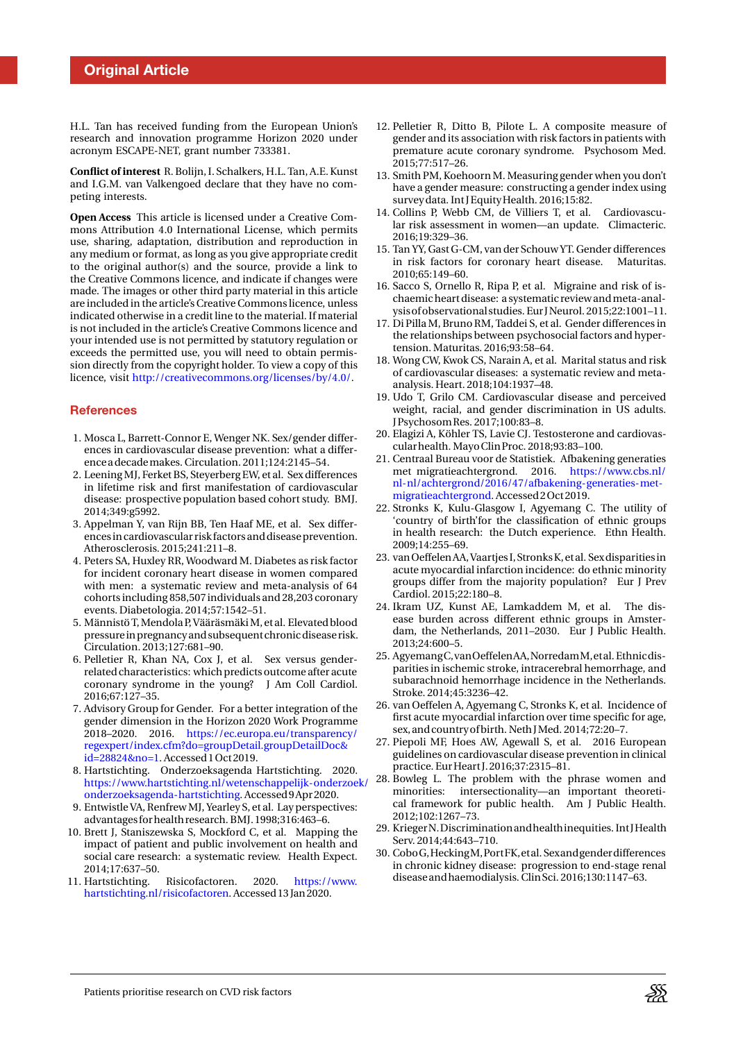H.L. Tan has received funding from the European Union's research and innovation programme Horizon 2020 under acronym ESCAPE-NET, grant number 733381.

**Conflict of interest** R. Bolijn, I. Schalkers, H.L. Tan, A.E. Kunst and I.G.M. van Valkengoed declare that they have no competing interests.

**Open Access** This article is licensed under a Creative Commons Attribution 4.0 International License, which permits use, sharing, adaptation, distribution and reproduction in any medium or format, as long as you give appropriate credit to the original author(s) and the source, provide a link to the Creative Commons licence, and indicate if changes were made. The images or other third party material in this article are included in the article's Creative Commons licence, unless indicated otherwise in a credit line to the material. If material is not included in the article's Creative Commons licence and your intended use is not permitted by statutory regulation or exceeds the permitted use, you will need to obtain permission directly from the copyright holder. To view a copy of this licence, visit http://creativecommons.org/licenses/by/4.0/.

## References

1. Mosca L, Barrett-Connor E, Wenger NK. Sex/gender differences in cardiovascular disease prevention: what a difference a decade makes. Circulation. 2011;124:2145–54.
2. Leening MJ, Ferket BS, Steyerberg EW, et al. Sex differences in lifetime risk and first manifestation of cardiovascular disease: prospective population based cohort study. BMJ. 2014;349:g5992.
3. Appelman Y, van Rijn BB, Ten Haaf ME, et al. Sex differences in cardiovascular risk factors and disease prevention. Atherosclerosis. 2015;241:211–8.
4. Peters SA, Huxley RR, Woodward M. Diabetes as risk factor for incident coronary heart disease in women compared with men: a systematic review and meta-analysis of 64 cohorts including 858,507 individuals and 28,203 coronary events. Diabetologia. 2014;57:1542–51.
5. Männistö T, Mendola P, Vääräsmäki M, et al. Elevated blood pressure in pregnancy and subsequent chronic disease risk. Circulation. 2013;127:681–90.
6. Pelletier R, Khan NA, Cox J, et al. Sex versus gender-related characteristics: which predicts outcome after acute coronary syndrome in the young? J Am Coll Cardiol. 2016;67:127–35.
7. Advisory Group for Gender. For a better integration of the gender dimension in the Horizon 2020 Work Programme 2018–2020. 2016. https://ec.europa.eu/transparency/regexpert/index.cfm?do=groupDetail.groupDetailDoc&id=28824&no=1. Accessed 1 Oct 2019.
8. Hartstichting. Onderzoeksagenda Hartstichting. 2020. https://www.hartstichting.nl/wetenschappelijk-onderzoek/onderzoeksagenda-hartstichting. Accessed 9 Apr 2020.
9. Entwistle VA, Renfrew MJ, Yearley S, et al. Lay perspectives: advantages for health research. BMJ. 1998;316:463–6.
10. Brett J, Staniszewska S, Mockford C, et al. Mapping the impact of patient and public involvement on health and social care research: a systematic review. Health Expect. 2014;17:637–50.
11. Hartstichting. Risicofactoren. 2020. https://www.hartstichting.nl/risicofactoren. Accessed 13 Jan 2020.
12. Pelletier R, Ditto B, Pilote L. A composite measure of gender and its association with risk factors in patients with premature acute coronary syndrome. Psychosom Med. 2015;77:517–26.
13. Smith PM, Koehoorn M. Measuring gender when you don't have a gender measure: constructing a gender index using survey data. Int J Equity Health. 2016;15:82.
14. Collins P, Webb CM, de Villiers T, et al. Cardiovascular risk assessment in women—an update. Climacteric. 2016;19:329–36.
15. Tan YY, Gast G-CM, van der Schouw YT. Gender differences in risk factors for coronary heart disease. Maturitas. 2010;65:149–60.
16. Sacco S, Ornello R, Ripa P, et al. Migraine and risk of ischaemic heart disease: a systematic review and meta-analysis of observational studies. Eur J Neurol. 2015;22:1001–11.
17. Di Pilla M, Bruno RM, Taddei S, et al. Gender differences in the relationships between psychosocial factors and hypertension. Maturitas. 2016;93:58–64.
18. Wong CW, Kwok CS, Narain A, et al. Marital status and risk of cardiovascular diseases: a systematic review and meta-analysis. Heart. 2018;104:1937–48.
19. Udo T, Grilo CM. Cardiovascular disease and perceived weight, racial, and gender discrimination in US adults. J Psychosom Res. 2017;100:83–8.
20. Elagizi A, Köhler TS, Lavie CJ. Testosterone and cardiovascular health. Mayo Clin Proc. 2018;93:83–100.
21. Centraal Bureau voor de Statistiek. Afbakening generaties met migratieachtergrond. 2016. https://www.cbs.nl/nl-nl/achtergrond/2016/47/afbakening-generaties-met-migratieachtergrond. Accessed 2 Oct 2019.
22. Stronks K, Kulu-Glasgow I, Agyemang C. The utility of 'country of birth'for the classification of ethnic groups in health research: the Dutch experience. Ethn Health. 2009;14:255–69.
23. van Oeffelen AA, Vaartjes I, Stronks K, et al. Sex disparities in acute myocardial infarction incidence: do ethnic minority groups differ from the majority population? Eur J Prev Cardiol. 2015;22:180–8.
24. Ikram UZ, Kunst AE, Lamkaddem M, et al. The disease burden across different ethnic groups in Amsterdam, the Netherlands, 2011–2030. Eur J Public Health. 2013;24:600–5.
25. Agyemang C, van Oeffelen AA, Norredam M, et al. Ethnic disparities in ischemic stroke, intracerebral hemorrhage, and subarachnoid hemorrhage incidence in the Netherlands. Stroke. 2014;45:3236–42.
26. van Oeffelen A, Agyemang C, Stronks K, et al. Incidence of first acute myocardial infarction over time specific for age, sex, and country of birth. Neth J Med. 2014;72:20–7.
27. Piepoli MF, Hoes AW, Agewall S, et al. 2016 European guidelines on cardiovascular disease prevention in clinical practice. Eur Heart J. 2016;37:2315–81.
28. Bowleg L. The problem with the phrase women and minorities: intersectionality—an important theoretical framework for public health. Am J Public Health. 2012;102:1267–73.
29. Krieger N. Discrimination and health inequities. Int J Health Serv. 2014;44:643–710.
30. Cobo G, Hecking M, Port FK, et al. Sex and gender differences in chronic kidney disease: progression to end-stage renal disease and haemodialysis. Clin Sci. 2016;130:1147–63.